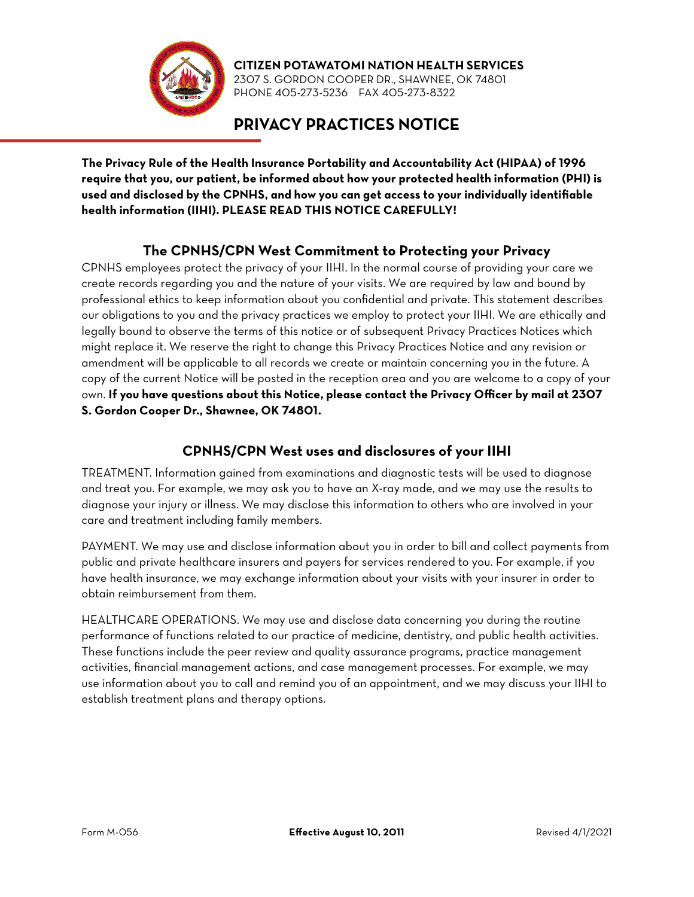**CITIZEN POTAWATOMI NATION HEALTH SERVICES**
2307 S. GORDON COOPER DR., SHAWNEE, OK 74801
PHONE 405-273-5236 FAX 405-273-8322

# PRIVACY PRACTICES NOTICE

**The Privacy Rule of the Health Insurance Portability and Accountability Act (HIPAA) of 1996 require that you, our patient, be informed about how your protected health information (PHI) is used and disclosed by the CPNHS, and how you can get access to your individually identifiable health information (IIHI). PLEASE READ THIS NOTICE CAREFULLY!**

## The CPNHS/CPN West Commitment to Protecting your Privacy

CPNHS employees protect the privacy of your IIHI. In the normal course of providing your care we create records regarding you and the nature of your visits. We are required by law and bound by professional ethics to keep information about you confidential and private. This statement describes our obligations to you and the privacy practices we employ to protect your IIHI. We are ethically and legally bound to observe the terms of this notice or of subsequent Privacy Practices Notices which might replace it. We reserve the right to change this Privacy Practices Notice and any revision or amendment will be applicable to all records we create or maintain concerning you in the future. A copy of the current Notice will be posted in the reception area and you are welcome to a copy of your own. **If you have questions about this Notice, please contact the Privacy Officer by mail at 2307 S. Gordon Cooper Dr., Shawnee, OK 74801.**

## CPNHS/CPN West uses and disclosures of your IIHI

TREATMENT. Information gained from examinations and diagnostic tests will be used to diagnose and treat you. For example, we may ask you to have an X-ray made, and we may use the results to diagnose your injury or illness. We may disclose this information to others who are involved in your care and treatment including family members.

PAYMENT. We may use and disclose information about you in order to bill and collect payments from public and private healthcare insurers and payers for services rendered to you. For example, if you have health insurance, we may exchange information about your visits with your insurer in order to obtain reimbursement from them.

HEALTHCARE OPERATIONS. We may use and disclose data concerning you during the routine performance of functions related to our practice of medicine, dentistry, and public health activities. These functions include the peer review and quality assurance programs, practice management activities, financial management actions, and case management processes. For example, we may use information about you to call and remind you of an appointment, and we may discuss your IIHI to establish treatment plans and therapy options.

Form M-056 **Effective August 10, 2011** Revised 4/1/2021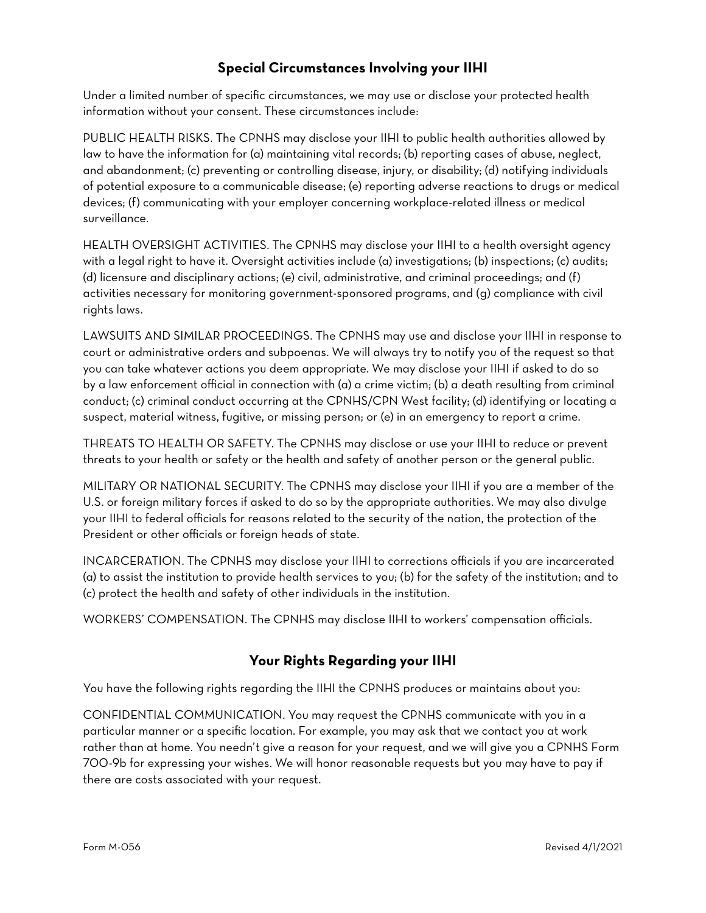## Special Circumstances Involving your IIHI

Under a limited number of specific circumstances, we may use or disclose your protected health information without your consent. These circumstances include:

PUBLIC HEALTH RISKS. The CPNHS may disclose your IIHI to public health authorities allowed by law to have the information for (a) maintaining vital records; (b) reporting cases of abuse, neglect, and abandonment; (c) preventing or controlling disease, injury, or disability; (d) notifying individuals of potential exposure to a communicable disease; (e) reporting adverse reactions to drugs or medical devices; (f) communicating with your employer concerning workplace-related illness or medical surveillance.

HEALTH OVERSIGHT ACTIVITIES. The CPNHS may disclose your IIHI to a health oversight agency with a legal right to have it. Oversight activities include (a) investigations; (b) inspections; (c) audits; (d) licensure and disciplinary actions; (e) civil, administrative, and criminal proceedings; and (f) activities necessary for monitoring government-sponsored programs, and (g) compliance with civil rights laws.

LAWSUITS AND SIMILAR PROCEEDINGS. The CPNHS may use and disclose your IIHI in response to court or administrative orders and subpoenas. We will always try to notify you of the request so that you can take whatever actions you deem appropriate. We may disclose your IIHI if asked to do so by a law enforcement official in connection with (a) a crime victim; (b) a death resulting from criminal conduct; (c) criminal conduct occurring at the CPNHS/CPN West facility; (d) identifying or locating a suspect, material witness, fugitive, or missing person; or (e) in an emergency to report a crime.

THREATS TO HEALTH OR SAFETY. The CPNHS may disclose or use your IIHI to reduce or prevent threats to your health or safety or the health and safety of another person or the general public.

MILITARY OR NATIONAL SECURITY. The CPNHS may disclose your IIHI if you are a member of the U.S. or foreign military forces if asked to do so by the appropriate authorities. We may also divulge your IIHI to federal officials for reasons related to the security of the nation, the protection of the President or other officials or foreign heads of state.

INCARCERATION. The CPNHS may disclose your IIHI to corrections officials if you are incarcerated (a) to assist the institution to provide health services to you; (b) for the safety of the institution; and to (c) protect the health and safety of other individuals in the institution.

WORKERS' COMPENSATION. The CPNHS may disclose IIHI to workers' compensation officials.

## Your Rights Regarding your IIHI

You have the following rights regarding the IIHI the CPNHS produces or maintains about you:

CONFIDENTIAL COMMUNICATION. You may request the CPNHS communicate with you in a particular manner or a specific location. For example, you may ask that we contact you at work rather than at home. You needn't give a reason for your request, and we will give you a CPNHS Form 700-9b for expressing your wishes. We will honor reasonable requests but you may have to pay if there are costs associated with your request.

Form M-056 Revised 4/1/2021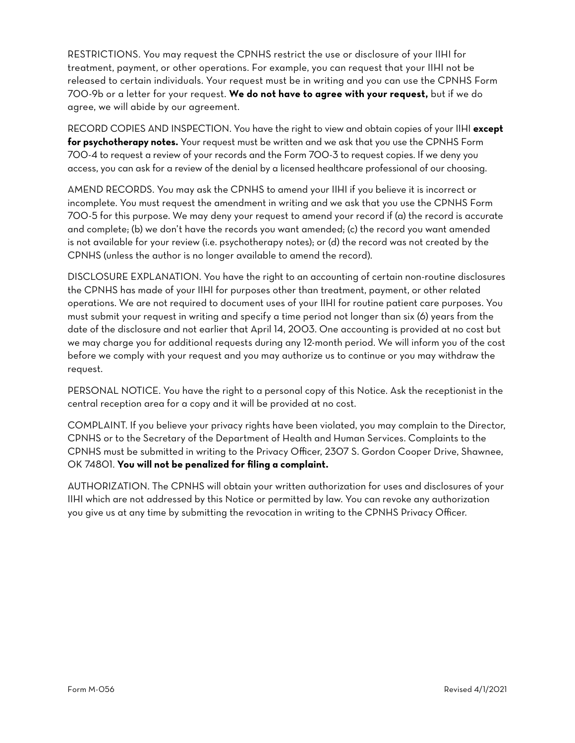RESTRICTIONS. You may request the CPNHS restrict the use or disclosure of your IIHI for treatment, payment, or other operations. For example, you can request that your IIHI not be released to certain individuals. Your request must be in writing and you can use the CPNHS Form 700-9b or a letter for your request. **We do not have to agree with your request,** but if we do agree, we will abide by our agreement.

RECORD COPIES AND INSPECTION. You have the right to view and obtain copies of your IIHI **except for psychotherapy notes.** Your request must be written and we ask that you use the CPNHS Form 700-4 to request a review of your records and the Form 700-3 to request copies. If we deny you access, you can ask for a review of the denial by a licensed healthcare professional of our choosing.

AMEND RECORDS. You may ask the CPNHS to amend your IIHI if you believe it is incorrect or incomplete. You must request the amendment in writing and we ask that you use the CPNHS Form 700-5 for this purpose. We may deny your request to amend your record if (a) the record is accurate and complete; (b) we don't have the records you want amended; (c) the record you want amended is not available for your review (i.e. psychotherapy notes); or (d) the record was not created by the CPNHS (unless the author is no longer available to amend the record).

DISCLOSURE EXPLANATION. You have the right to an accounting of certain non-routine disclosures the CPNHS has made of your IIHI for purposes other than treatment, payment, or other related operations. We are not required to document uses of your IIHI for routine patient care purposes. You must submit your request in writing and specify a time period not longer than six (6) years from the date of the disclosure and not earlier that April 14, 2003. One accounting is provided at no cost but we may charge you for additional requests during any 12-month period. We will inform you of the cost before we comply with your request and you may authorize us to continue or you may withdraw the request.

PERSONAL NOTICE. You have the right to a personal copy of this Notice. Ask the receptionist in the central reception area for a copy and it will be provided at no cost.

COMPLAINT. If you believe your privacy rights have been violated, you may complain to the Director, CPNHS or to the Secretary of the Department of Health and Human Services. Complaints to the CPNHS must be submitted in writing to the Privacy Officer, 2307 S. Gordon Cooper Drive, Shawnee, OK 74801. **You will not be penalized for filing a complaint.**

AUTHORIZATION. The CPNHS will obtain your written authorization for uses and disclosures of your IIHI which are not addressed by this Notice or permitted by law. You can revoke any authorization you give us at any time by submitting the revocation in writing to the CPNHS Privacy Officer.

Form M-056 Revised 4/1/2021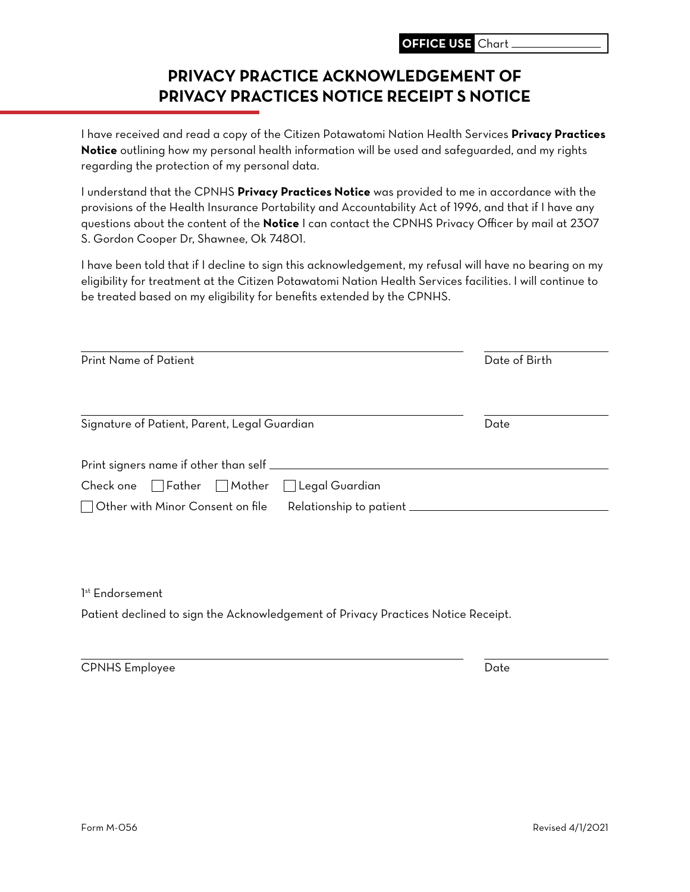**OFFICE USE** Chart ____________

# PRIVACY PRACTICE ACKNOWLEDGEMENT OF PRIVACY PRACTICES NOTICE RECEIPT S NOTICE

I have received and read a copy of the Citizen Potawatomi Nation Health Services **Privacy Practices Notice** outlining how my personal health information will be used and safeguarded, and my rights regarding the protection of my personal data.

I understand that the CPNHS **Privacy Practices Notice** was provided to me in accordance with the provisions of the Health Insurance Portability and Accountability Act of 1996, and that if I have any questions about the content of the **Notice** I can contact the CPNHS Privacy Officer by mail at 2307 S. Gordon Cooper Dr, Shawnee, Ok 74801.

I have been told that if I decline to sign this acknowledgement, my refusal will have no bearing on my eligibility for treatment at the Citizen Potawatomi Nation Health Services facilities. I will continue to be treated based on my eligibility for benefits extended by the CPNHS.

______________________________ ____________

Print Name of Patient Date of Birth

______________________________ ____________

Signature of Patient, Parent, Legal Guardian Date

Print signers name if other than self ______________________________

Check one ☐ Father ☐ Mother ☐ Legal Guardian

☐ Other with Minor Consent on file Relationship to patient ____________

1st Endorsement

Patient declined to sign the Acknowledgement of Privacy Practices Notice Receipt.

______________________________ ____________

CPNHS Employee Date

Form M-056 Revised 4/1/2021